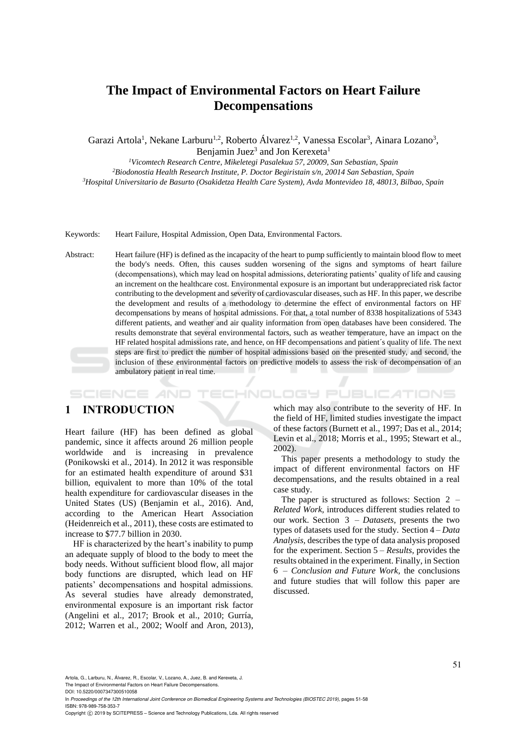# The Impact of Environmental Factors on Heart Failure Decompensations

Garazi Artola[1], Nekane Larburu[1,2], Roberto Álvarez[1,2], Vanessa Escolar[3], Ainara Lozano[3], Benjamin Juez[3] and Jon Kerexeta[1]

[1]*Vicomtech Research Centre, Mikeletegi Pasalekua 57, 20009, San Sebastian, Spain*
[2]*Biodonostia Health Research Institute, P. Doctor Begiristain s/n, 20014 San Sebastian, Spain*
[3]*Hospital Universitario de Basurto (Osakidetza Health Care System), Avda Montevideo 18, 48013, Bilbao, Spain*

Keywords: Heart Failure, Hospital Admission, Open Data, Environmental Factors.

Abstract: Heart failure (HF) is defined as the incapacity of the heart to pump sufficiently to maintain blood flow to meet the body's needs. Often, this causes sudden worsening of the signs and symptoms of heart failure (decompensations), which may lead on hospital admissions, deteriorating patients' quality of life and causing an increment on the healthcare cost. Environmental exposure is an important but underappreciated risk factor contributing to the development and severity of cardiovascular diseases, such as HF. In this paper, we describe the development and results of a methodology to determine the effect of environmental factors on HF decompensations by means of hospital admissions. For that, a total number of 8338 hospitalizations of 5343 different patients, and weather and air quality information from open databases have been considered. The results demonstrate that several environmental factors, such as weather temperature, have an impact on the HF related hospital admissions rate, and hence, on HF decompensations and patient´s quality of life. The next steps are first to predict the number of hospital admissions based on the presented study, and second, the inclusion of these environmental factors on predictive models to assess the risk of decompensation of an ambulatory patient in real time.

## 1 INTRODUCTION

Heart failure (HF) has been defined as global pandemic, since it affects around 26 million people worldwide and is increasing in prevalence (Ponikowski et al., 2014). In 2012 it was responsible for an estimated health expenditure of around \$31 billion, equivalent to more than 10% of the total health expenditure for cardiovascular diseases in the United States (US) (Benjamin et al., 2016). And, according to the American Heart Association (Heidenreich et al., 2011), these costs are estimated to increase to \$77.7 billion in 2030.

HF is characterized by the heart's inability to pump an adequate supply of blood to the body to meet the body needs. Without sufficient blood flow, all major body functions are disrupted, which lead on HF patients' decompensations and hospital admissions. As several studies have already demonstrated, environmental exposure is an important risk factor (Angelini et al., 2017; Brook et al., 2010; Gurría, 2012; Warren et al., 2002; Woolf and Aron, 2013), which may also contribute to the severity of HF. In the field of HF, limited studies investigate the impact of these factors (Burnett et al., 1997; Das et al., 2014; Levin et al., 2018; Morris et al., 1995; Stewart et al., 2002).

This paper presents a methodology to study the impact of different environmental factors on HF decompensations, and the results obtained in a real case study.

The paper is structured as follows: Section 2 – *Related Work,* introduces different studies related to our work. Section 3 – *Datasets,* presents the two types of datasets used for the study. Section 4 – *Data Analysis,* describes the type of data analysis proposed for the experiment. Section 5 – *Results,* provides the results obtained in the experiment. Finally, in Section 6 – *Conclusion and Future Work,* the conclusions and future studies that will follow this paper are discussed.

Artola, G., Larburu, N., Álvarez, R., Escolar, V., Lozano, A., Juez, B. and Kerexeta, J.
The Impact of Environmental Factors on Heart Failure Decompensations.
DOI: 10.5220/0007347300510058
In *Proceedings of the 12th International Joint Conference on Biomedical Engineering Systems and Technologies (BIOSTEC 2019)*, pages 51-58
ISBN: 978-989-758-353-7
Copyright © 2019 by SCITEPRESS – Science and Technology Publications, Lda. All rights reserved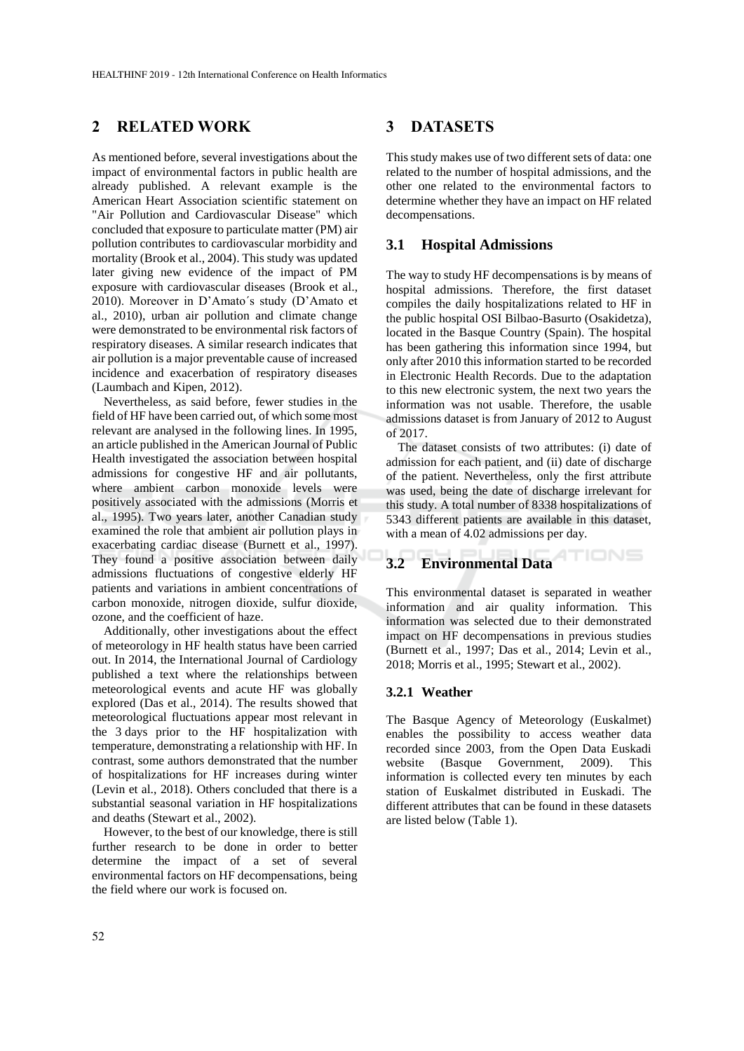## 2 RELATED WORK

As mentioned before, several investigations about the impact of environmental factors in public health are already published. A relevant example is the American Heart Association scientific statement on "Air Pollution and Cardiovascular Disease" which concluded that exposure to particulate matter (PM) air pollution contributes to cardiovascular morbidity and mortality (Brook et al., 2004). This study was updated later giving new evidence of the impact of PM exposure with cardiovascular diseases (Brook et al., 2010). Moreover in D'Amato´s study (D'Amato et al., 2010), urban air pollution and climate change were demonstrated to be environmental risk factors of respiratory diseases. A similar research indicates that air pollution is a major preventable cause of increased incidence and exacerbation of respiratory diseases (Laumbach and Kipen, 2012).

Nevertheless, as said before, fewer studies in the field of HF have been carried out, of which some most relevant are analysed in the following lines. In 1995, an article published in the American Journal of Public Health investigated the association between hospital admissions for congestive HF and air pollutants, where ambient carbon monoxide levels were positively associated with the admissions (Morris et al., 1995). Two years later, another Canadian study examined the role that ambient air pollution plays in exacerbating cardiac disease (Burnett et al., 1997). They found a positive association between daily admissions fluctuations of congestive elderly HF patients and variations in ambient concentrations of carbon monoxide, nitrogen dioxide, sulfur dioxide, ozone, and the coefficient of haze.

Additionally, other investigations about the effect of meteorology in HF health status have been carried out. In 2014, the International Journal of Cardiology published a text where the relationships between meteorological events and acute HF was globally explored (Das et al., 2014). The results showed that meteorological fluctuations appear most relevant in the 3 days prior to the HF hospitalization with temperature, demonstrating a relationship with HF. In contrast, some authors demonstrated that the number of hospitalizations for HF increases during winter (Levin et al., 2018). Others concluded that there is a substantial seasonal variation in HF hospitalizations and deaths (Stewart et al., 2002).

However, to the best of our knowledge, there is still further research to be done in order to better determine the impact of a set of several environmental factors on HF decompensations, being the field where our work is focused on.

## 3 DATASETS

This study makes use of two different sets of data: one related to the number of hospital admissions, and the other one related to the environmental factors to determine whether they have an impact on HF related decompensations.

### 3.1 Hospital Admissions

The way to study HF decompensations is by means of hospital admissions. Therefore, the first dataset compiles the daily hospitalizations related to HF in the public hospital OSI Bilbao-Basurto (Osakidetza), located in the Basque Country (Spain). The hospital has been gathering this information since 1994, but only after 2010 this information started to be recorded in Electronic Health Records. Due to the adaptation to this new electronic system, the next two years the information was not usable. Therefore, the usable admissions dataset is from January of 2012 to August of 2017.

The dataset consists of two attributes: (i) date of admission for each patient, and (ii) date of discharge of the patient. Nevertheless, only the first attribute was used, being the date of discharge irrelevant for this study. A total number of 8338 hospitalizations of 5343 different patients are available in this dataset, with a mean of 4.02 admissions per day.

### 3.2 Environmental Data

This environmental dataset is separated in weather information and air quality information. This information was selected due to their demonstrated impact on HF decompensations in previous studies (Burnett et al., 1997; Das et al., 2014; Levin et al., 2018; Morris et al., 1995; Stewart et al., 2002).

#### 3.2.1 Weather

The Basque Agency of Meteorology (Euskalmet) enables the possibility to access weather data recorded since 2003, from the Open Data Euskadi website (Basque Government, 2009). This information is collected every ten minutes by each station of Euskalmet distributed in Euskadi. The different attributes that can be found in these datasets are listed below (Table 1).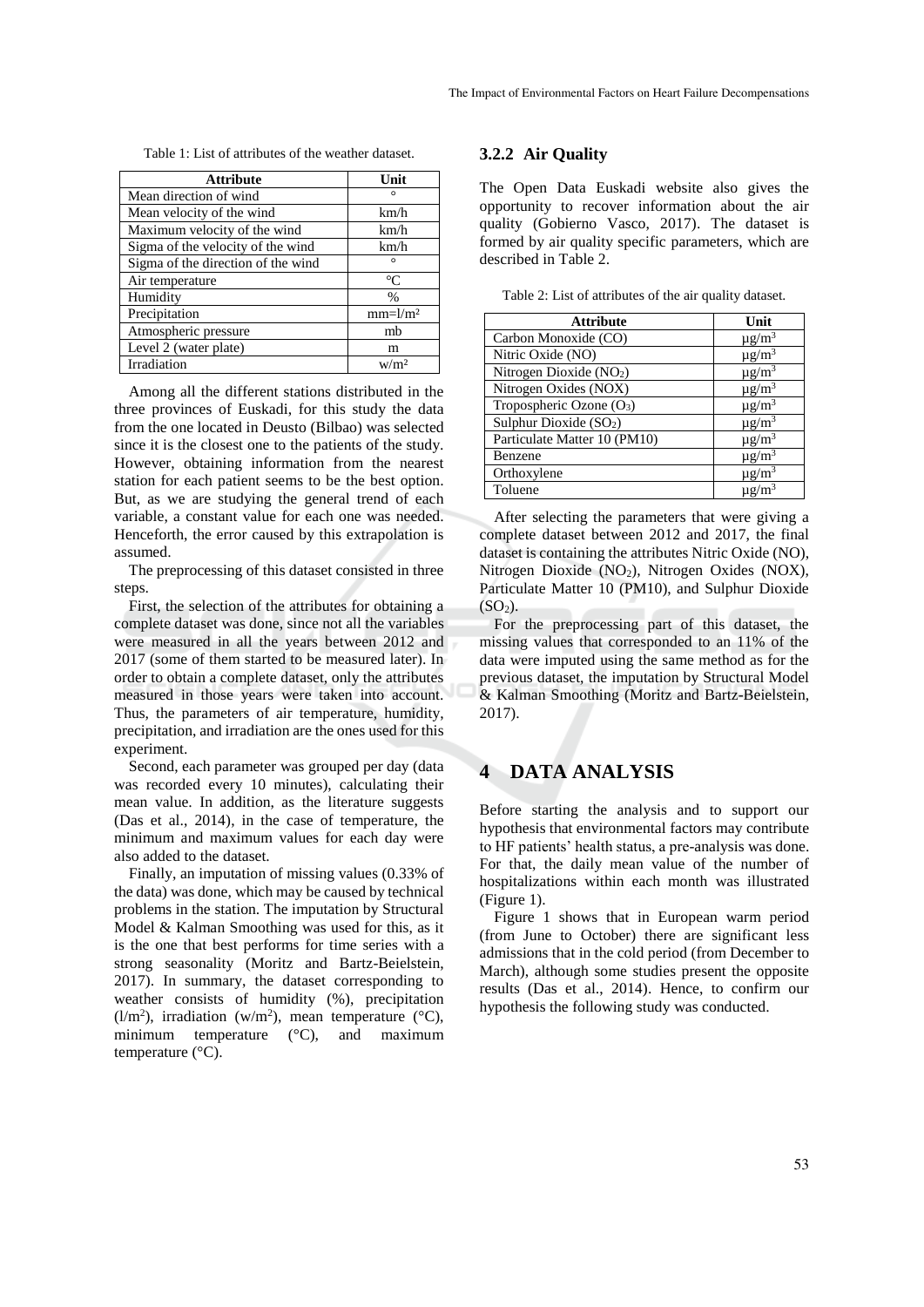Table 1: List of attributes of the weather dataset.

| Attribute | Unit |
|---|---|
| Mean direction of wind | ° |
| Mean velocity of the wind | km/h |
| Maximum velocity of the wind | km/h |
| Sigma of the velocity of the wind | km/h |
| Sigma of the direction of the wind | ° |
| Air temperature | °C |
| Humidity | % |
| Precipitation | mm=l/m² |
| Atmospheric pressure | mb |
| Level 2 (water plate) | m |
| Irradiation | w/m² |

Among all the different stations distributed in the three provinces of Euskadi, for this study the data from the one located in Deusto (Bilbao) was selected since it is the closest one to the patients of the study. However, obtaining information from the nearest station for each patient seems to be the best option. But, as we are studying the general trend of each variable, a constant value for each one was needed. Henceforth, the error caused by this extrapolation is assumed.

The preprocessing of this dataset consisted in three steps.

First, the selection of the attributes for obtaining a complete dataset was done, since not all the variables were measured in all the years between 2012 and 2017 (some of them started to be measured later). In order to obtain a complete dataset, only the attributes measured in those years were taken into account. Thus, the parameters of air temperature, humidity, precipitation, and irradiation are the ones used for this experiment.

Second, each parameter was grouped per day (data was recorded every 10 minutes), calculating their mean value. In addition, as the literature suggests (Das et al., 2014), in the case of temperature, the minimum and maximum values for each day were also added to the dataset.

Finally, an imputation of missing values (0.33% of the data) was done, which may be caused by technical problems in the station. The imputation by Structural Model & Kalman Smoothing was used for this, as it is the one that best performs for time series with a strong seasonality (Moritz and Bartz-Beielstein, 2017). In summary, the dataset corresponding to weather consists of humidity (%), precipitation (l/m²), irradiation (w/m²), mean temperature (°C), minimum temperature (°C), and maximum temperature (°C).

### 3.2.2 Air Quality

The Open Data Euskadi website also gives the opportunity to recover information about the air quality (Gobierno Vasco, 2017). The dataset is formed by air quality specific parameters, which are described in Table 2.

Table 2: List of attributes of the air quality dataset.

| Attribute | Unit |
|---|---|
| Carbon Monoxide (CO) | μg/m³ |
| Nitric Oxide (NO) | μg/m³ |
| Nitrogen Dioxide ($NO_2$) | μg/m³ |
| Nitrogen Oxides (NOX) | μg/m³ |
| Tropospheric Ozone ($O_3$) | μg/m³ |
| Sulphur Dioxide ($SO_2$) | μg/m³ |
| Particulate Matter 10 (PM10) | μg/m³ |
| Benzene | μg/m³ |
| Orthoxylene | μg/m³ |
| Toluene | μg/m³ |

After selecting the parameters that were giving a complete dataset between 2012 and 2017, the final dataset is containing the attributes Nitric Oxide (NO), Nitrogen Dioxide ($NO_2$), Nitrogen Oxides (NOX), Particulate Matter 10 (PM10), and Sulphur Dioxide ($SO_2$).

For the preprocessing part of this dataset, the missing values that corresponded to an 11% of the data were imputed using the same method as for the previous dataset, the imputation by Structural Model & Kalman Smoothing (Moritz and Bartz-Beielstein, 2017).

## 4 DATA ANALYSIS

Before starting the analysis and to support our hypothesis that environmental factors may contribute to HF patients' health status, a pre-analysis was done. For that, the daily mean value of the number of hospitalizations within each month was illustrated (Figure 1).

Figure 1 shows that in European warm period (from June to October) there are significant less admissions that in the cold period (from December to March), although some studies present the opposite results (Das et al., 2014). Hence, to confirm our hypothesis the following study was conducted.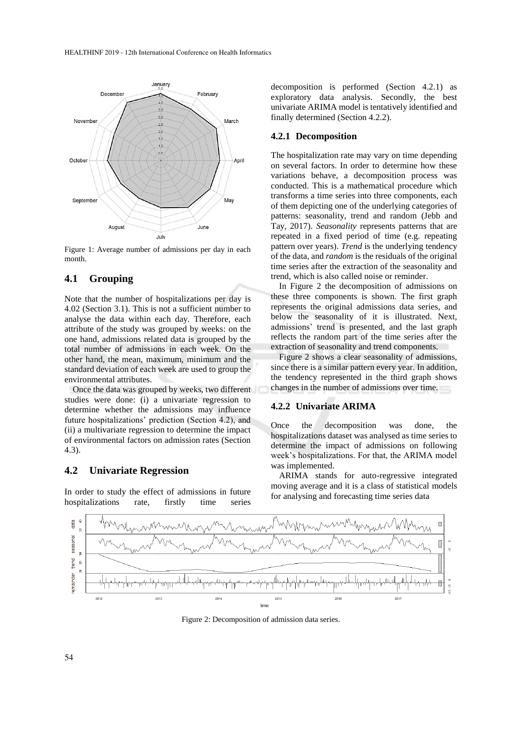Figure 1: Average number of admissions per day in each month.

## 4.1 Grouping

Note that the number of hospitalizations per day is 4.02 (Section 3.1). This is not a sufficient number to analyse the data within each day. Therefore, each attribute of the study was grouped by weeks: on the one hand, admissions related data is grouped by the total number of admissions in each week. On the other hand, the mean, maximum, minimum and the standard deviation of each week are used to group the environmental attributes.

Once the data was grouped by weeks, two different studies were done: (i) a univariate regression to determine whether the admissions may influence future hospitalizations' prediction (Section 4.2), and (ii) a multivariate regression to determine the impact of environmental factors on admission rates (Section 4.3).

## 4.2 Univariate Regression

In order to study the effect of admissions in future hospitalizations rate, firstly time series decomposition is performed (Section 4.2.1) as exploratory data analysis. Secondly, the best univariate ARIMA model is tentatively identified and finally determined (Section 4.2.2).

### 4.2.1 Decomposition

The hospitalization rate may vary on time depending on several factors. In order to determine how these variations behave, a decomposition process was conducted. This is a mathematical procedure which transforms a time series into three components, each of them depicting one of the underlying categories of patterns: seasonality, trend and random (Jebb and Tay, 2017). *Seasonality* represents patterns that are repeated in a fixed period of time (e.g. repeating pattern over years). *Trend* is the underlying tendency of the data, and *random* is the residuals of the original time series after the extraction of the seasonality and trend, which is also called noise or reminder.

In Figure 2 the decomposition of admissions on these three components is shown. The first graph represents the original admissions data series, and below the seasonality of it is illustrated. Next, admissions' trend is presented, and the last graph reflects the random part of the time series after the extraction of seasonality and trend components.

Figure 2 shows a clear seasonality of admissions, since there is a similar pattern every year. In addition, the tendency represented in the third graph shows changes in the number of admissions over time.

### 4.2.2 Univariate ARIMA

Once the decomposition was done, the hospitalizations dataset was analysed as time series to determine the impact of admissions on following week's hospitalizations. For that, the ARIMA model was implemented.

ARIMA stands for auto-regressive integrated moving average and it is a class of statistical models for analysing and forecasting time series data

Figure 2: Decomposition of admission data series.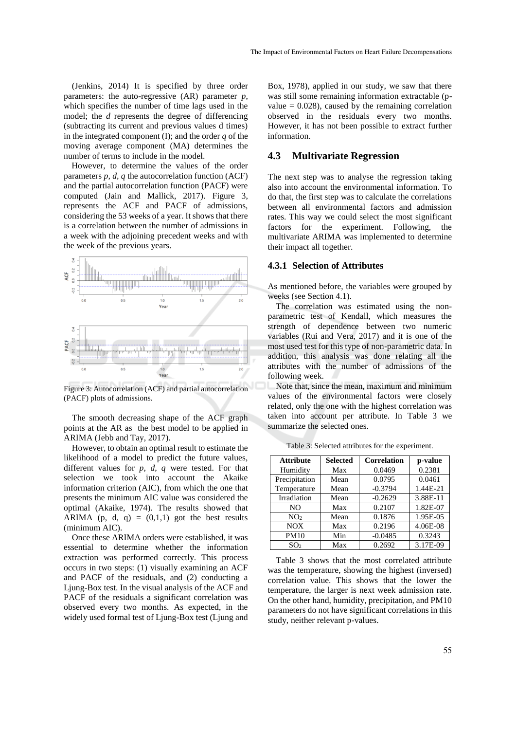(Jenkins, 2014) It is specified by three order parameters: the auto-regressive (AR) parameter $p$, which specifies the number of time lags used in the model; the $d$ represents the degree of differencing (subtracting its current and previous values d times) in the integrated component (I); and the order $q$ of the moving average component (MA) determines the number of terms to include in the model.

However, to determine the values of the order parameters $p$, $d$, $q$ the autocorrelation function (ACF) and the partial autocorrelation function (PACF) were computed (Jain and Mallick, 2017). Figure 3, represents the ACF and PACF of admissions, considering the 53 weeks of a year. It shows that there is a correlation between the number of admissions in a week with the adjoining precedent weeks and with the week of the previous years.

Figure 3: Autocorrelation (ACF) and partial autocorrelation (PACF) plots of admissions.

The smooth decreasing shape of the ACF graph points at the AR as the best model to be applied in ARIMA (Jebb and Tay, 2017).

However, to obtain an optimal result to estimate the likelihood of a model to predict the future values, different values for $p$, $d$, $q$ were tested. For that selection we took into account the Akaike information criterion (AIC), from which the one that presents the minimum AIC value was considered the optimal (Akaike, 1974). The results showed that ARIMA $(p, d, q) = (0,1,1)$ got the best results (minimum AIC).

Once these ARIMA orders were established, it was essential to determine whether the information extraction was performed correctly. This process occurs in two steps: (1) visually examining an ACF and PACF of the residuals, and (2) conducting a Ljung-Box test. In the visual analysis of the ACF and PACF of the residuals a significant correlation was observed every two months. As expected, in the widely used formal test of Ljung-Box test (Ljung and Box, 1978), applied in our study, we saw that there was still some remaining information extractable (p-value = 0.028), caused by the remaining correlation observed in the residuals every two months. However, it has not been possible to extract further information.

## 4.3 Multivariate Regression

The next step was to analyse the regression taking also into account the environmental information. To do that, the first step was to calculate the correlations between all environmental factors and admission rates. This way we could select the most significant factors for the experiment. Following, the multivariate ARIMA was implemented to determine their impact all together.

### 4.3.1 Selection of Attributes

As mentioned before, the variables were grouped by weeks (see Section 4.1).

The correlation was estimated using the non-parametric test of Kendall, which measures the strength of dependence between two numeric variables (Rui and Vera, 2017) and it is one of the most used test for this type of non-parametric data. In addition, this analysis was done relating all the attributes with the number of admissions of the following week.

Note that, since the mean, maximum and minimum values of the environmental factors were closely related, only the one with the highest correlation was taken into account per attribute. In Table 3 we summarize the selected ones.

Table 3: Selected attributes for the experiment.

| Attribute | Selected | Correlation | p-value |
|---|---|---|---|
| Humidity | Max | 0.0469 | 0.2381 |
| Precipitation | Mean | 0.0795 | 0.0461 |
| Temperature | Mean | -0.3794 | 1.44E-21 |
| Irradiation | Mean | -0.2629 | 3.88E-11 |
| NO | Max | 0.2107 | 1.82E-07 |
| $NO_2$ | Mean | 0.1876 | 1.95E-05 |
| NOX | Max | 0.2196 | 4.06E-08 |
| PM10 | Min | -0.0485 | 0.3243 |
| $SO_2$ | Max | 0.2692 | 3.17E-09 |

Table 3 shows that the most correlated attribute was the temperature, showing the highest (inversed) correlation value. This shows that the lower the temperature, the larger is next week admission rate. On the other hand, humidity, precipitation, and PM10 parameters do not have significant correlations in this study, neither relevant p-values.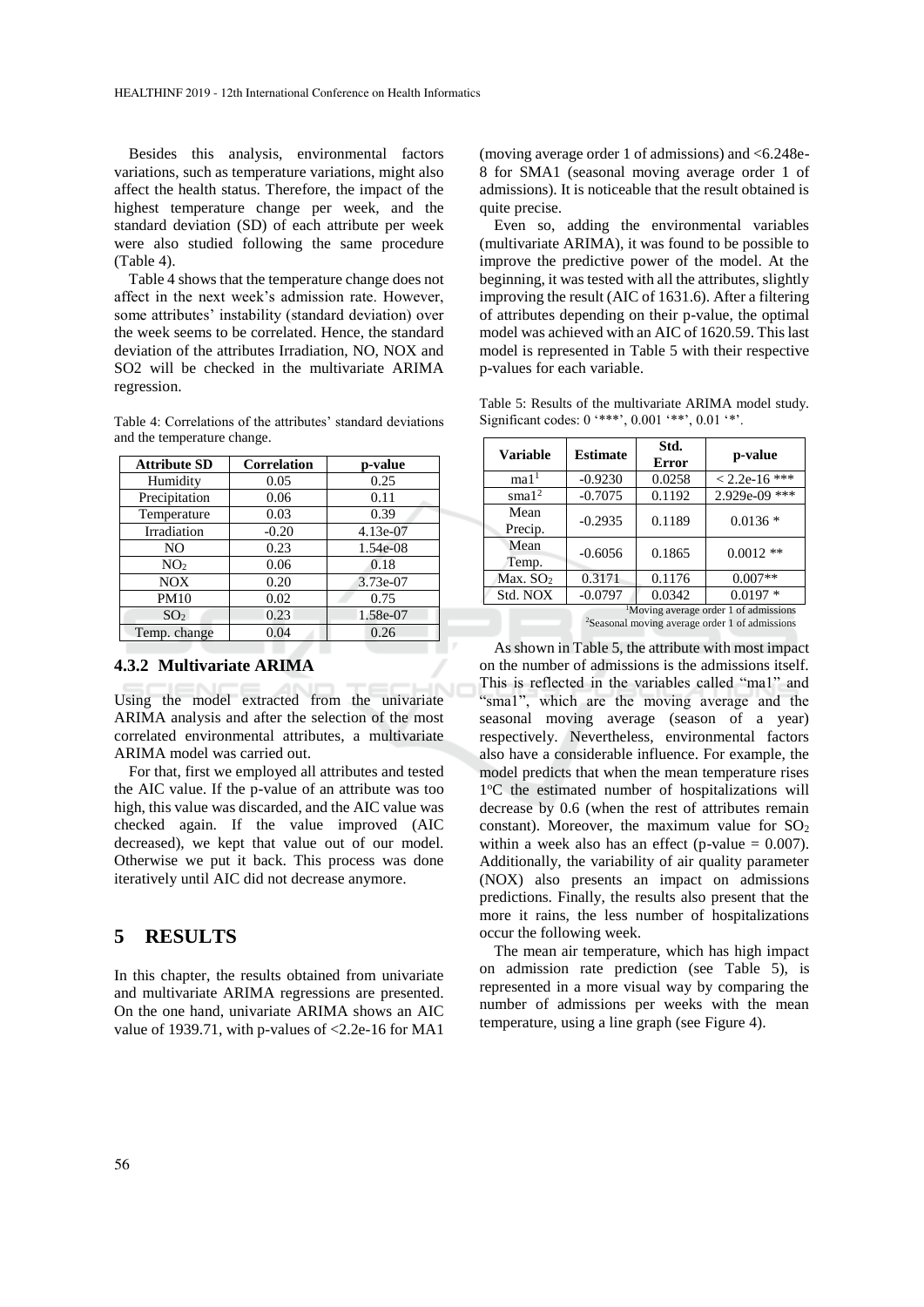Besides this analysis, environmental factors variations, such as temperature variations, might also affect the health status. Therefore, the impact of the highest temperature change per week, and the standard deviation (SD) of each attribute per week were also studied following the same procedure (Table 4).

Table 4 shows that the temperature change does not affect in the next week's admission rate. However, some attributes' instability (standard deviation) over the week seems to be correlated. Hence, the standard deviation of the attributes Irradiation, NO, NOX and SO2 will be checked in the multivariate ARIMA regression.

Table 4: Correlations of the attributes' standard deviations and the temperature change.

| Attribute SD | Correlation | p-value |
|---|---|---|
| Humidity | 0.05 | 0.25 |
| Precipitation | 0.06 | 0.11 |
| Temperature | 0.03 | 0.39 |
| Irradiation | -0.20 | 4.13e-07 |
| NO | 0.23 | 1.54e-08 |
| $NO_2$ | 0.06 | 0.18 |
| NOX | 0.20 | 3.73e-07 |
| PM10 | 0.02 | 0.75 |
| $SO_2$ | 0.23 | 1.58e-07 |
| Temp. change | 0.04 | 0.26 |

### 4.3.2 Multivariate ARIMA

Using the model extracted from the univariate ARIMA analysis and after the selection of the most correlated environmental attributes, a multivariate ARIMA model was carried out.

For that, first we employed all attributes and tested the AIC value. If the p-value of an attribute was too high, this value was discarded, and the AIC value was checked again. If the value improved (AIC decreased), we kept that value out of our model. Otherwise we put it back. This process was done iteratively until AIC did not decrease anymore.

## 5 RESULTS

In this chapter, the results obtained from univariate and multivariate ARIMA regressions are presented. On the one hand, univariate ARIMA shows an AIC value of 1939.71, with p-values of <2.2e-16 for MA1 (moving average order 1 of admissions) and <6.248e-8 for SMA1 (seasonal moving average order 1 of admissions). It is noticeable that the result obtained is quite precise.

Even so, adding the environmental variables (multivariate ARIMA), it was found to be possible to improve the predictive power of the model. At the beginning, it was tested with all the attributes, slightly improving the result (AIC of 1631.6). After a filtering of attributes depending on their p-value, the optimal model was achieved with an AIC of 1620.59. This last model is represented in Table 5 with their respective p-values for each variable.

Table 5: Results of the multivariate ARIMA model study. Significant codes: 0 '***', 0.001 '**', 0.01 '*'.

| Variable | Estimate | Std. Error | p-value |
|---|---|---|---|
| ma1[1] | -0.9230 | 0.0258 | < 2.2e-16 *** |
| sma1[2] | -0.7075 | 0.1192 | 2.929e-09 *** |
| Mean Precip. | -0.2935 | 0.1189 | 0.0136 * |
| Mean Temp. | -0.6056 | 0.1865 | 0.0012 ** |
| Max. $SO_2$ | 0.3171 | 0.1176 | 0.007** |
| Std. NOX | -0.0797 | 0.0342 | 0.0197 * |

[1]Moving average order 1 of admissions
[2]Seasonal moving average order 1 of admissions

As shown in Table 5, the attribute with most impact on the number of admissions is the admissions itself. This is reflected in the variables called "ma1" and "sma1", which are the moving average and the seasonal moving average (season of a year) respectively. Nevertheless, environmental factors also have a considerable influence. For example, the model predicts that when the mean temperature rises 1°C the estimated number of hospitalizations will decrease by 0.6 (when the rest of attributes remain constant). Moreover, the maximum value for $SO_2$ within a week also has an effect (p-value = 0.007). Additionally, the variability of air quality parameter (NOX) also presents an impact on admissions predictions. Finally, the results also present that the more it rains, the less number of hospitalizations occur the following week.

The mean air temperature, which has high impact on admission rate prediction (see Table 5), is represented in a more visual way by comparing the number of admissions per weeks with the mean temperature, using a line graph (see Figure 4).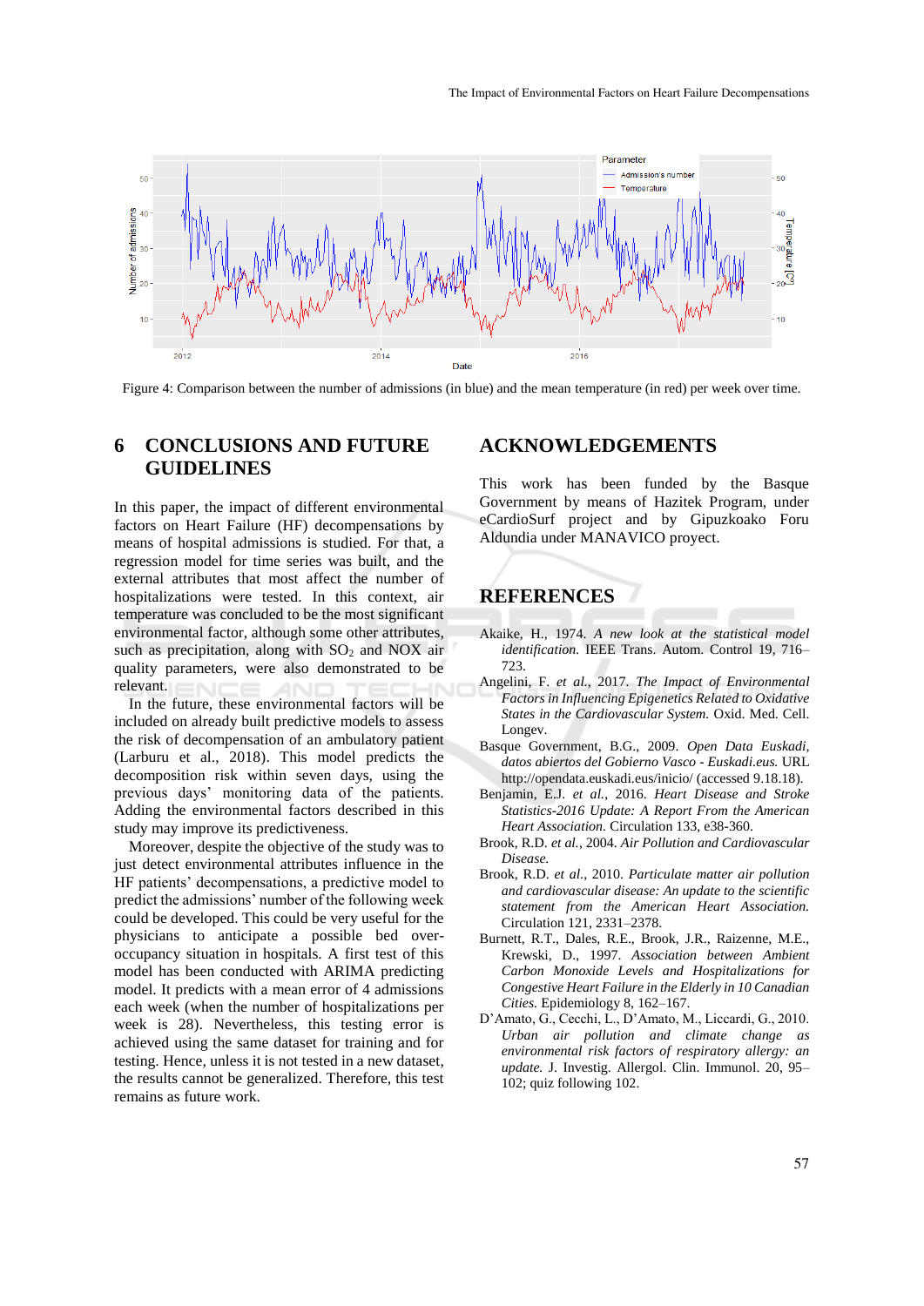Figure 4: Comparison between the number of admissions (in blue) and the mean temperature (in red) per week over time.

## 6 CONCLUSIONS AND FUTURE GUIDELINES

In this paper, the impact of different environmental factors on Heart Failure (HF) decompensations by means of hospital admissions is studied. For that, a regression model for time series was built, and the external attributes that most affect the number of hospitalizations were tested. In this context, air temperature was concluded to be the most significant environmental factor, although some other attributes, such as precipitation, along with $SO_2$ and NOX air quality parameters, were also demonstrated to be relevant.

In the future, these environmental factors will be included on already built predictive models to assess the risk of decompensation of an ambulatory patient (Larburu et al., 2018). This model predicts the decomposition risk within seven days, using the previous days' monitoring data of the patients. Adding the environmental factors described in this study may improve its predictiveness.

Moreover, despite the objective of the study was to just detect environmental attributes influence in the HF patients' decompensations, a predictive model to predict the admissions' number of the following week could be developed. This could be very useful for the physicians to anticipate a possible bed over-occupancy situation in hospitals. A first test of this model has been conducted with ARIMA predicting model. It predicts with a mean error of 4 admissions each week (when the number of hospitalizations per week is 28). Nevertheless, this testing error is achieved using the same dataset for training and for testing. Hence, unless it is not tested in a new dataset, the results cannot be generalized. Therefore, this test remains as future work.

## ACKNOWLEDGEMENTS

This work has been funded by the Basque Government by means of Hazitek Program, under eCardioSurf project and by Gipuzkoako Foru Aldundia under MANAVICO proyect.

## REFERENCES

Akaike, H., 1974. *A new look at the statistical model identification.* IEEE Trans. Autom. Control 19, 716–723.

Angelini, F. *et al.*, 2017. *The Impact of Environmental Factors in Influencing Epigenetics Related to Oxidative States in the Cardiovascular System.* Oxid. Med. Cell. Longev.

Basque Government, B.G., 2009. *Open Data Euskadi, datos abiertos del Gobierno Vasco - Euskadi.eus.* URL http://opendata.euskadi.eus/inicio/ (accessed 9.18.18).

Benjamin, E.J. *et al.*, 2016. *Heart Disease and Stroke Statistics-2016 Update: A Report From the American Heart Association.* Circulation 133, e38-360.

Brook, R.D. *et al.*, 2004. *Air Pollution and Cardiovascular Disease.*

Brook, R.D. *et al.*, 2010. *Particulate matter air pollution and cardiovascular disease: An update to the scientific statement from the American Heart Association.* Circulation 121, 2331–2378.

Burnett, R.T., Dales, R.E., Brook, J.R., Raizenne, M.E., Krewski, D., 1997. *Association between Ambient Carbon Monoxide Levels and Hospitalizations for Congestive Heart Failure in the Elderly in 10 Canadian Cities.* Epidemiology 8, 162–167.

D'Amato, G., Cecchi, L., D'Amato, M., Liccardi, G., 2010. *Urban air pollution and climate change as environmental risk factors of respiratory allergy: an update.* J. Investig. Allergol. Clin. Immunol. 20, 95–102; quiz following 102.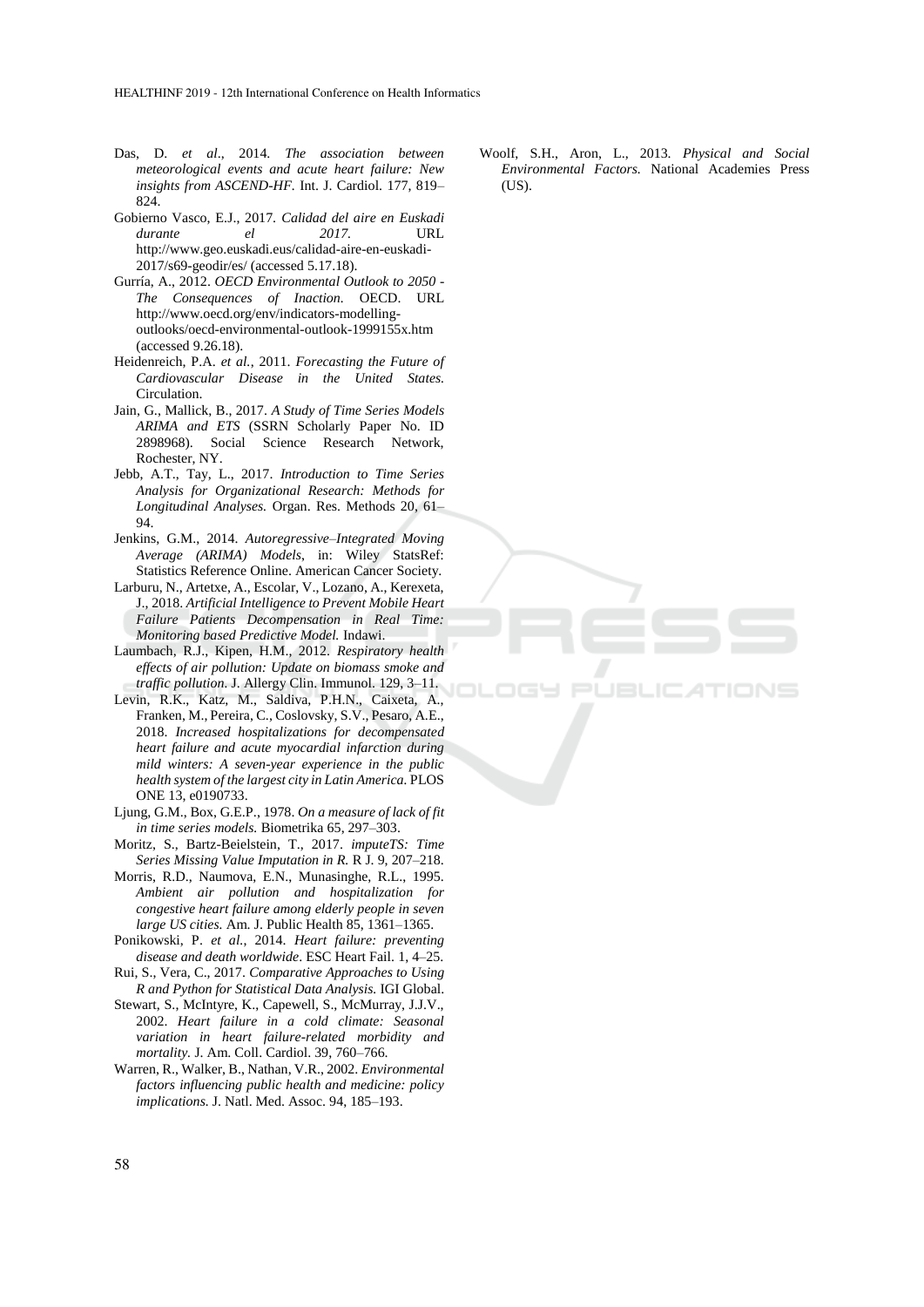Das, D. *et al*., 2014. *The association between meteorological events and acute heart failure: New insights from ASCEND-HF.* Int. J. Cardiol. 177, 819–824.

Gobierno Vasco, E.J., 2017. *Calidad del aire en Euskadi durante el 2017.* URL http://www.geo.euskadi.eus/calidad-aire-en-euskadi-2017/s69-geodir/es/ (accessed 5.17.18).

Gurría, A., 2012. *OECD Environmental Outlook to 2050 - The Consequences of Inaction.* OECD. URL http://www.oecd.org/env/indicators-modelling-outlooks/oecd-environmental-outlook-1999155x.htm (accessed 9.26.18).

Heidenreich, P.A. *et al.*, 2011. *Forecasting the Future of Cardiovascular Disease in the United States.* Circulation.

Jain, G., Mallick, B., 2017. *A Study of Time Series Models ARIMA and ETS* (SSRN Scholarly Paper No. ID 2898968). Social Science Research Network, Rochester, NY.

Jebb, A.T., Tay, L., 2017. *Introduction to Time Series Analysis for Organizational Research: Methods for Longitudinal Analyses.* Organ. Res. Methods 20, 61–94.

Jenkins, G.M., 2014. *Autoregressive–Integrated Moving Average (ARIMA) Models*, in: Wiley StatsRef: Statistics Reference Online. American Cancer Society.

Larburu, N., Artetxe, A., Escolar, V., Lozano, A., Kerexeta, J., 2018. *Artificial Intelligence to Prevent Mobile Heart Failure Patients Decompensation in Real Time: Monitoring based Predictive Model.* Indawi.

Laumbach, R.J., Kipen, H.M., 2012. *Respiratory health effects of air pollution: Update on biomass smoke and traffic pollution.* J. Allergy Clin. Immunol. 129, 3–11.

Levin, R.K., Katz, M., Saldiva, P.H.N., Caixeta, A., Franken, M., Pereira, C., Coslovsky, S.V., Pesaro, A.E., 2018. *Increased hospitalizations for decompensated heart failure and acute myocardial infarction during mild winters: A seven-year experience in the public health system of the largest city in Latin America.* PLOS ONE 13, e0190733.

Ljung, G.M., Box, G.E.P., 1978. *On a measure of lack of fit in time series models.* Biometrika 65, 297–303.

Moritz, S., Bartz-Beielstein, T., 2017. *imputeTS: Time Series Missing Value Imputation in R.* R J. 9, 207–218.

Morris, R.D., Naumova, E.N., Munasinghe, R.L., 1995. *Ambient air pollution and hospitalization for congestive heart failure among elderly people in seven large US cities.* Am. J. Public Health 85, 1361–1365.

Ponikowski, P. *et al.*, 2014. *Heart failure: preventing disease and death worldwide*. ESC Heart Fail. 1, 4–25.

Rui, S., Vera, C., 2017. *Comparative Approaches to Using R and Python for Statistical Data Analysis.* IGI Global.

Stewart, S., McIntyre, K., Capewell, S., McMurray, J.J.V., 2002. *Heart failure in a cold climate: Seasonal variation in heart failure-related morbidity and mortality.* J. Am. Coll. Cardiol. 39, 760–766.

Warren, R., Walker, B., Nathan, V.R., 2002. *Environmental factors influencing public health and medicine: policy implications.* J. Natl. Med. Assoc. 94, 185–193.

Woolf, S.H., Aron, L., 2013. *Physical and Social Environmental Factors.* National Academies Press (US).